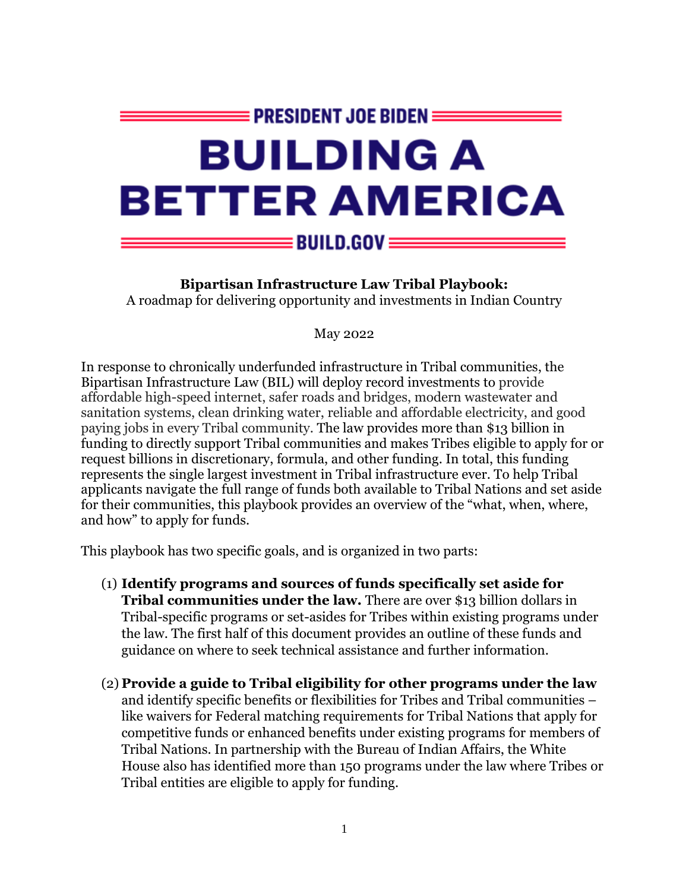PRESIDENT JOE BIDEN

# BUILDING A BETTER AMERICA

BUILD.GOV

**Bipartisan Infrastructure Law Tribal Playbook:**
A roadmap for delivering opportunity and investments in Indian Country

May 2022

In response to chronically underfunded infrastructure in Tribal communities, the Bipartisan Infrastructure Law (BIL) will deploy record investments to provide affordable high-speed internet, safer roads and bridges, modern wastewater and sanitation systems, clean drinking water, reliable and affordable electricity, and good paying jobs in every Tribal community. The law provides more than $13 billion in funding to directly support Tribal communities and makes Tribes eligible to apply for or request billions in discretionary, formula, and other funding. In total, this funding represents the single largest investment in Tribal infrastructure ever. To help Tribal applicants navigate the full range of funds both available to Tribal Nations and set aside for their communities, this playbook provides an overview of the "what, when, where, and how" to apply for funds.

This playbook has two specific goals, and is organized in two parts:

(1) **Identify programs and sources of funds specifically set aside for Tribal communities under the law.** There are over $13 billion dollars in Tribal-specific programs or set-asides for Tribes within existing programs under the law. The first half of this document provides an outline of these funds and guidance on where to seek technical assistance and further information.

(2) **Provide a guide to Tribal eligibility for other programs under the law** and identify specific benefits or flexibilities for Tribes and Tribal communities – like waivers for Federal matching requirements for Tribal Nations that apply for competitive funds or enhanced benefits under existing programs for members of Tribal Nations. In partnership with the Bureau of Indian Affairs, the White House also has identified more than 150 programs under the law where Tribes or Tribal entities are eligible to apply for funding.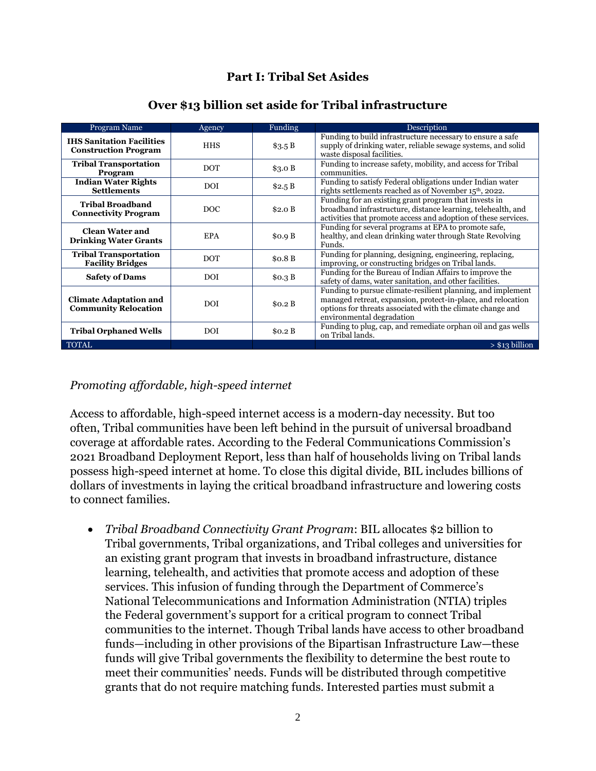## Part I: Tribal Set Asides

### Over $13 billion set aside for Tribal infrastructure

| Program Name | Agency | Funding | Description |
|---|---|---|---|
| **IHS Sanitation Facilities Construction Program** | HHS | $3.5 B | Funding to build infrastructure necessary to ensure a safe supply of drinking water, reliable sewage systems, and solid waste disposal facilities. |
| **Tribal Transportation Program** | DOT | $3.0 B | Funding to increase safety, mobility, and access for Tribal communities. |
| **Indian Water Rights Settlements** | DOI | $2.5 B | Funding to satisfy Federal obligations under Indian water rights settlements reached as of November 15th, 2022. |
| **Tribal Broadband Connectivity Program** | DOC | $2.0 B | Funding for an existing grant program that invests in broadband infrastructure, distance learning, telehealth, and activities that promote access and adoption of these services. |
| **Clean Water and Drinking Water Grants** | EPA | $0.9 B | Funding for several programs at EPA to promote safe, healthy, and clean drinking water through State Revolving Funds. |
| **Tribal Transportation Facility Bridges** | DOT | $0.8 B | Funding for planning, designing, engineering, replacing, improving, or constructing bridges on Tribal lands. |
| **Safety of Dams** | DOI | $0.3 B | Funding for the Bureau of Indian Affairs to improve the safety of dams, water sanitation, and other facilities. |
| **Climate Adaptation and Community Relocation** | DOI | $0.2 B | Funding to pursue climate-resilient planning, and implement managed retreat, expansion, protect-in-place, and relocation options for threats associated with the climate change and environmental degradation |
| **Tribal Orphaned Wells** | DOI | $0.2 B | Funding to plug, cap, and remediate orphan oil and gas wells on Tribal lands. |
| TOTAL | | | > $13 billion |

*Promoting affordable, high-speed internet*

Access to affordable, high-speed internet access is a modern-day necessity. But too often, Tribal communities have been left behind in the pursuit of universal broadband coverage at affordable rates. According to the Federal Communications Commission's 2021 Broadband Deployment Report, less than half of households living on Tribal lands possess high-speed internet at home. To close this digital divide, BIL includes billions of dollars of investments in laying the critical broadband infrastructure and lowering costs to connect families.

- *Tribal Broadband Connectivity Grant Program*: BIL allocates $2 billion to Tribal governments, Tribal organizations, and Tribal colleges and universities for an existing grant program that invests in broadband infrastructure, distance learning, telehealth, and activities that promote access and adoption of these services. This infusion of funding through the Department of Commerce's National Telecommunications and Information Administration (NTIA) triples the Federal government's support for a critical program to connect Tribal communities to the internet. Though Tribal lands have access to other broadband funds—including in other provisions of the Bipartisan Infrastructure Law—these funds will give Tribal governments the flexibility to determine the best route to meet their communities' needs. Funds will be distributed through competitive grants that do not require matching funds. Interested parties must submit a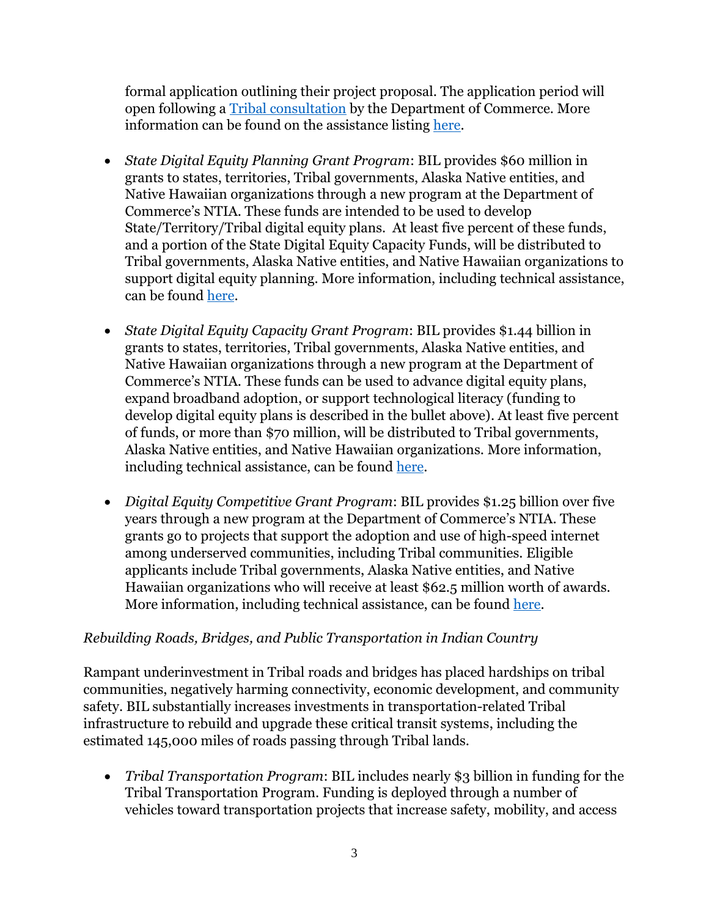formal application outlining their project proposal. The application period will open following a [Tribal consultation](#) by the Department of Commerce. More information can be found on the assistance listing [here](#).

- *State Digital Equity Planning Grant Program*: BIL provides $60 million in grants to states, territories, Tribal governments, Alaska Native entities, and Native Hawaiian organizations through a new program at the Department of Commerce's NTIA. These funds are intended to be used to develop State/Territory/Tribal digital equity plans. At least five percent of these funds, and a portion of the State Digital Equity Capacity Funds, will be distributed to Tribal governments, Alaska Native entities, and Native Hawaiian organizations to support digital equity planning. More information, including technical assistance, can be found [here](#).

- *State Digital Equity Capacity Grant Program*: BIL provides $1.44 billion in grants to states, territories, Tribal governments, Alaska Native entities, and Native Hawaiian organizations through a new program at the Department of Commerce's NTIA. These funds can be used to advance digital equity plans, expand broadband adoption, or support technological literacy (funding to develop digital equity plans is described in the bullet above). At least five percent of funds, or more than $70 million, will be distributed to Tribal governments, Alaska Native entities, and Native Hawaiian organizations. More information, including technical assistance, can be found [here](#).

- *Digital Equity Competitive Grant Program*: BIL provides $1.25 billion over five years through a new program at the Department of Commerce's NTIA. These grants go to projects that support the adoption and use of high-speed internet among underserved communities, including Tribal communities. Eligible applicants include Tribal governments, Alaska Native entities, and Native Hawaiian organizations who will receive at least $62.5 million worth of awards. More information, including technical assistance, can be found [here](#).

*Rebuilding Roads, Bridges, and Public Transportation in Indian Country*

Rampant underinvestment in Tribal roads and bridges has placed hardships on tribal communities, negatively harming connectivity, economic development, and community safety. BIL substantially increases investments in transportation-related Tribal infrastructure to rebuild and upgrade these critical transit systems, including the estimated 145,000 miles of roads passing through Tribal lands.

- *Tribal Transportation Program*: BIL includes nearly $3 billion in funding for the Tribal Transportation Program. Funding is deployed through a number of vehicles toward transportation projects that increase safety, mobility, and access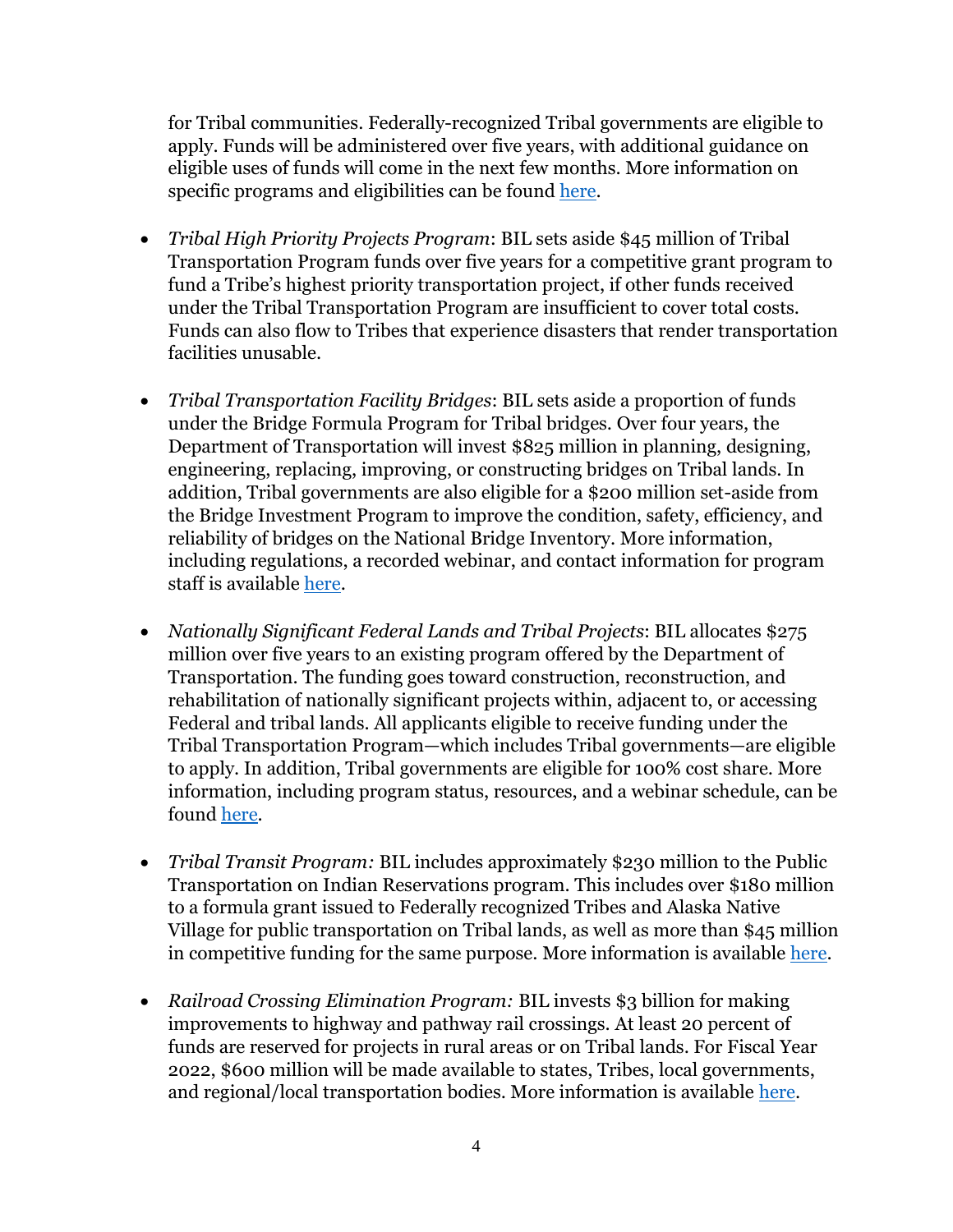for Tribal communities. Federally-recognized Tribal governments are eligible to apply. Funds will be administered over five years, with additional guidance on eligible uses of funds will come in the next few months. More information on specific programs and eligibilities can be found here.

- *Tribal High Priority Projects Program*: BIL sets aside $45 million of Tribal Transportation Program funds over five years for a competitive grant program to fund a Tribe's highest priority transportation project, if other funds received under the Tribal Transportation Program are insufficient to cover total costs. Funds can also flow to Tribes that experience disasters that render transportation facilities unusable.

- *Tribal Transportation Facility Bridges*: BIL sets aside a proportion of funds under the Bridge Formula Program for Tribal bridges. Over four years, the Department of Transportation will invest $825 million in planning, designing, engineering, replacing, improving, or constructing bridges on Tribal lands. In addition, Tribal governments are also eligible for a $200 million set-aside from the Bridge Investment Program to improve the condition, safety, efficiency, and reliability of bridges on the National Bridge Inventory. More information, including regulations, a recorded webinar, and contact information for program staff is available here.

- *Nationally Significant Federal Lands and Tribal Projects*: BIL allocates $275 million over five years to an existing program offered by the Department of Transportation. The funding goes toward construction, reconstruction, and rehabilitation of nationally significant projects within, adjacent to, or accessing Federal and tribal lands. All applicants eligible to receive funding under the Tribal Transportation Program—which includes Tribal governments—are eligible to apply. In addition, Tribal governments are eligible for 100% cost share. More information, including program status, resources, and a webinar schedule, can be found here.

- *Tribal Transit Program:* BIL includes approximately $230 million to the Public Transportation on Indian Reservations program. This includes over $180 million to a formula grant issued to Federally recognized Tribes and Alaska Native Village for public transportation on Tribal lands, as well as more than $45 million in competitive funding for the same purpose. More information is available here.

- *Railroad Crossing Elimination Program:* BIL invests $3 billion for making improvements to highway and pathway rail crossings. At least 20 percent of funds are reserved for projects in rural areas or on Tribal lands. For Fiscal Year 2022, $600 million will be made available to states, Tribes, local governments, and regional/local transportation bodies. More information is available here.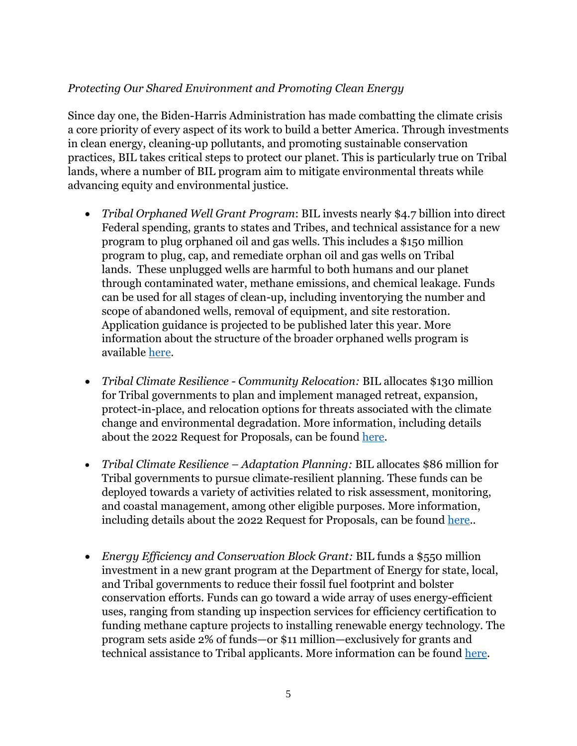*Protecting Our Shared Environment and Promoting Clean Energy*

Since day one, the Biden-Harris Administration has made combatting the climate crisis a core priority of every aspect of its work to build a better America. Through investments in clean energy, cleaning-up pollutants, and promoting sustainable conservation practices, BIL takes critical steps to protect our planet. This is particularly true on Tribal lands, where a number of BIL program aim to mitigate environmental threats while advancing equity and environmental justice.

- *Tribal Orphaned Well Grant Program*: BIL invests nearly $4.7 billion into direct Federal spending, grants to states and Tribes, and technical assistance for a new program to plug orphaned oil and gas wells. This includes a $150 million program to plug, cap, and remediate orphan oil and gas wells on Tribal lands. These unplugged wells are harmful to both humans and our planet through contaminated water, methane emissions, and chemical leakage. Funds can be used for all stages of clean-up, including inventorying the number and scope of abandoned wells, removal of equipment, and site restoration. Application guidance is projected to be published later this year. More information about the structure of the broader orphaned wells program is available here.

- *Tribal Climate Resilience - Community Relocation:* BIL allocates $130 million for Tribal governments to plan and implement managed retreat, expansion, protect-in-place, and relocation options for threats associated with the climate change and environmental degradation. More information, including details about the 2022 Request for Proposals, can be found here.

- *Tribal Climate Resilience – Adaptation Planning:* BIL allocates $86 million for Tribal governments to pursue climate-resilient planning. These funds can be deployed towards a variety of activities related to risk assessment, monitoring, and coastal management, among other eligible purposes. More information, including details about the 2022 Request for Proposals, can be found here..

- *Energy Efficiency and Conservation Block Grant:* BIL funds a $550 million investment in a new grant program at the Department of Energy for state, local, and Tribal governments to reduce their fossil fuel footprint and bolster conservation efforts. Funds can go toward a wide array of uses energy-efficient uses, ranging from standing up inspection services for efficiency certification to funding methane capture projects to installing renewable energy technology. The program sets aside 2% of funds—or $11 million—exclusively for grants and technical assistance to Tribal applicants. More information can be found here.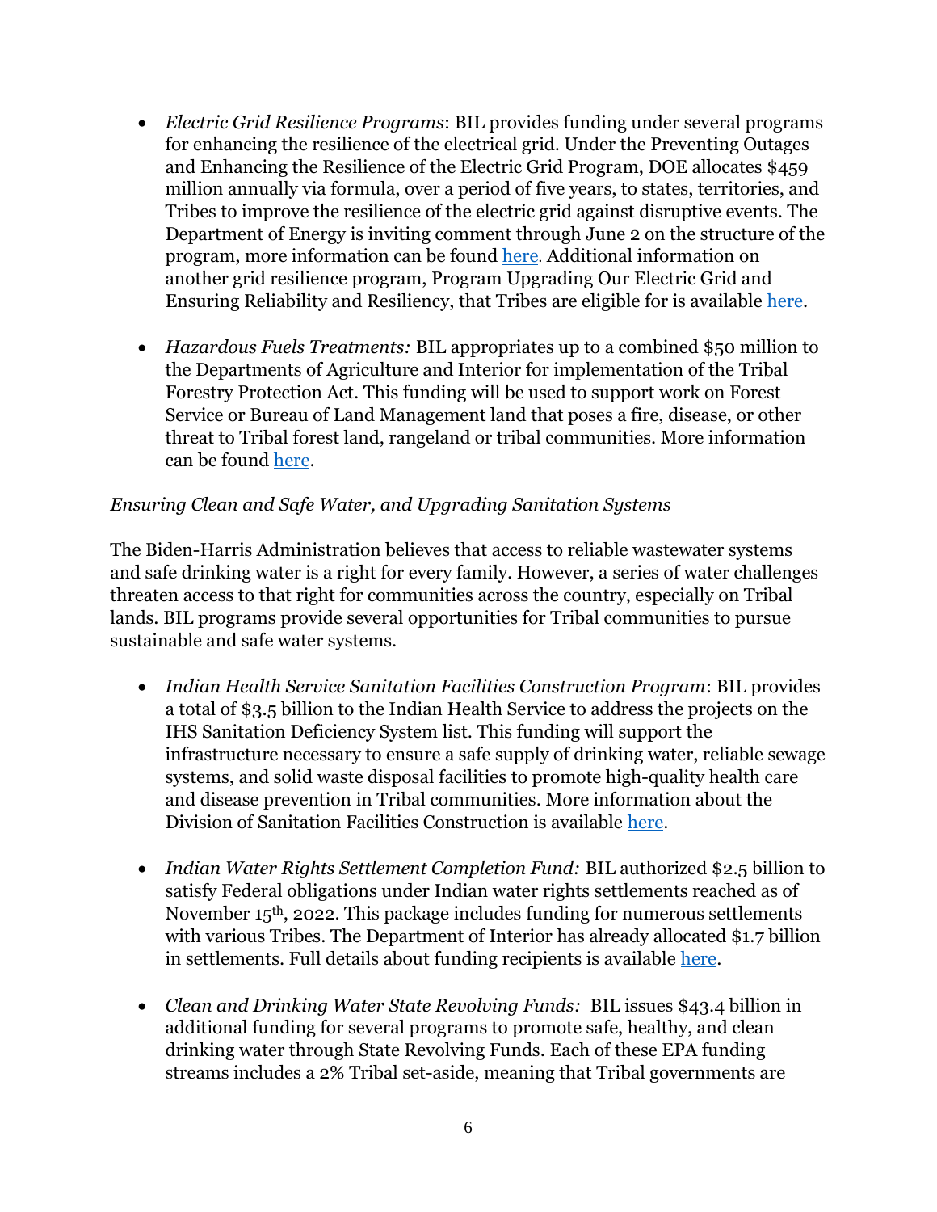- *Electric Grid Resilience Programs*: BIL provides funding under several programs for enhancing the resilience of the electrical grid. Under the Preventing Outages and Enhancing the Resilience of the Electric Grid Program, DOE allocates $459 million annually via formula, over a period of five years, to states, territories, and Tribes to improve the resilience of the electric grid against disruptive events. The Department of Energy is inviting comment through June 2 on the structure of the program, more information can be found here. Additional information on another grid resilience program, Program Upgrading Our Electric Grid and Ensuring Reliability and Resiliency, that Tribes are eligible for is available here.

- *Hazardous Fuels Treatments:* BIL appropriates up to a combined $50 million to the Departments of Agriculture and Interior for implementation of the Tribal Forestry Protection Act. This funding will be used to support work on Forest Service or Bureau of Land Management land that poses a fire, disease, or other threat to Tribal forest land, rangeland or tribal communities. More information can be found here.

*Ensuring Clean and Safe Water, and Upgrading Sanitation Systems*

The Biden-Harris Administration believes that access to reliable wastewater systems and safe drinking water is a right for every family. However, a series of water challenges threaten access to that right for communities across the country, especially on Tribal lands. BIL programs provide several opportunities for Tribal communities to pursue sustainable and safe water systems.

- *Indian Health Service Sanitation Facilities Construction Program*: BIL provides a total of $3.5 billion to the Indian Health Service to address the projects on the IHS Sanitation Deficiency System list. This funding will support the infrastructure necessary to ensure a safe supply of drinking water, reliable sewage systems, and solid waste disposal facilities to promote high-quality health care and disease prevention in Tribal communities. More information about the Division of Sanitation Facilities Construction is available here.

- *Indian Water Rights Settlement Completion Fund:* BIL authorized $2.5 billion to satisfy Federal obligations under Indian water rights settlements reached as of November 15th, 2022. This package includes funding for numerous settlements with various Tribes. The Department of Interior has already allocated $1.7 billion in settlements. Full details about funding recipients is available here.

- *Clean and Drinking Water State Revolving Funds:* BIL issues $43.4 billion in additional funding for several programs to promote safe, healthy, and clean drinking water through State Revolving Funds. Each of these EPA funding streams includes a 2% Tribal set-aside, meaning that Tribal governments are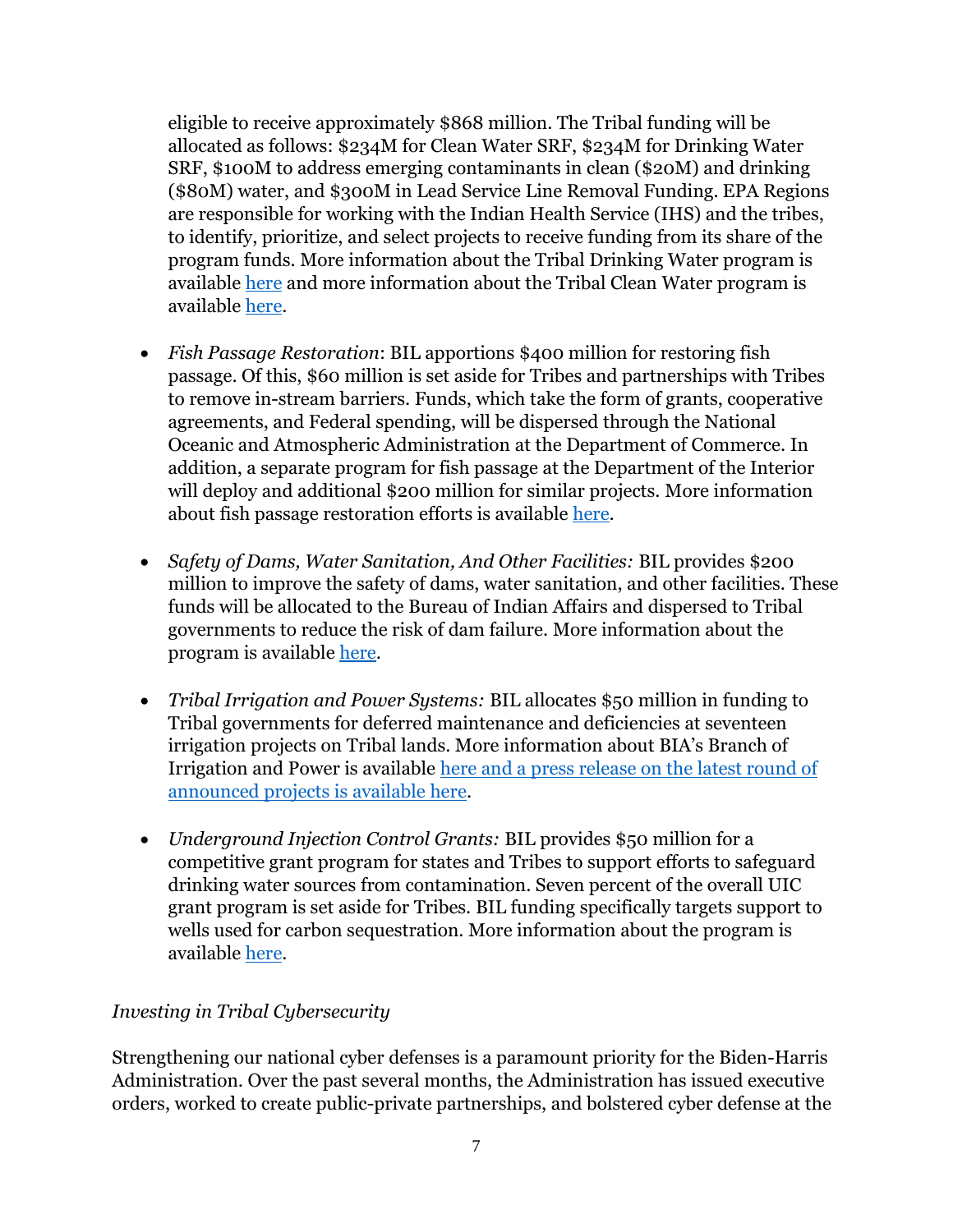eligible to receive approximately $868 million. The Tribal funding will be allocated as follows: $234M for Clean Water SRF, $234M for Drinking Water SRF, $100M to address emerging contaminants in clean ($20M) and drinking ($80M) water, and $300M in Lead Service Line Removal Funding. EPA Regions are responsible for working with the Indian Health Service (IHS) and the tribes, to identify, prioritize, and select projects to receive funding from its share of the program funds. More information about the Tribal Drinking Water program is available here and more information about the Tribal Clean Water program is available here.

- *Fish Passage Restoration*: BIL apportions $400 million for restoring fish passage. Of this, $60 million is set aside for Tribes and partnerships with Tribes to remove in-stream barriers. Funds, which take the form of grants, cooperative agreements, and Federal spending, will be dispersed through the National Oceanic and Atmospheric Administration at the Department of Commerce. In addition, a separate program for fish passage at the Department of the Interior will deploy and additional $200 million for similar projects. More information about fish passage restoration efforts is available here.

- *Safety of Dams, Water Sanitation, And Other Facilities:* BIL provides $200 million to improve the safety of dams, water sanitation, and other facilities. These funds will be allocated to the Bureau of Indian Affairs and dispersed to Tribal governments to reduce the risk of dam failure. More information about the program is available here.

- *Tribal Irrigation and Power Systems:* BIL allocates $50 million in funding to Tribal governments for deferred maintenance and deficiencies at seventeen irrigation projects on Tribal lands. More information about BIA's Branch of Irrigation and Power is available here and a press release on the latest round of announced projects is available here.

- *Underground Injection Control Grants:* BIL provides $50 million for a competitive grant program for states and Tribes to support efforts to safeguard drinking water sources from contamination. Seven percent of the overall UIC grant program is set aside for Tribes. BIL funding specifically targets support to wells used for carbon sequestration. More information about the program is available here.

*Investing in Tribal Cybersecurity*

Strengthening our national cyber defenses is a paramount priority for the Biden-Harris Administration. Over the past several months, the Administration has issued executive orders, worked to create public-private partnerships, and bolstered cyber defense at the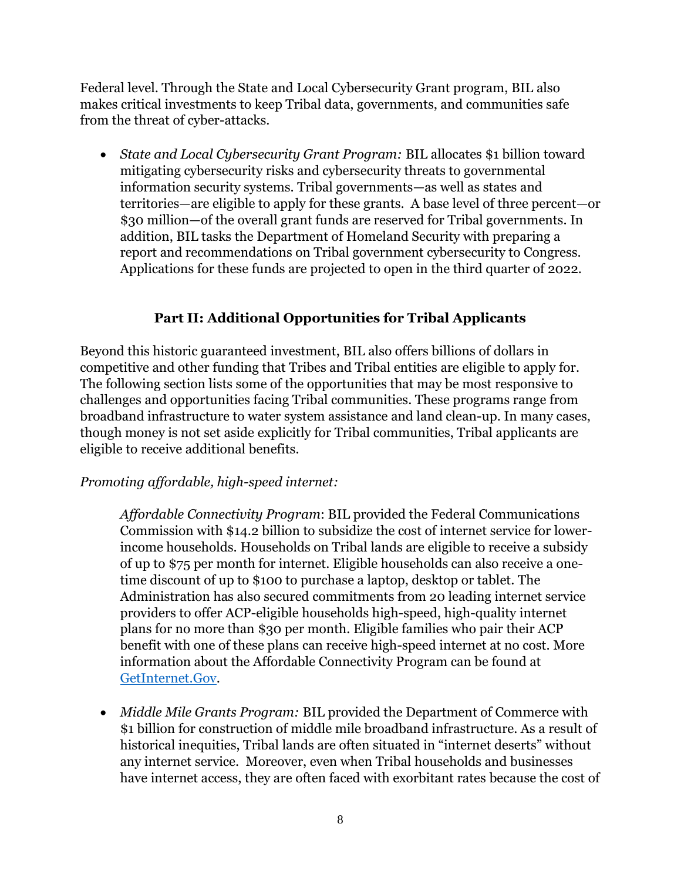Federal level. Through the State and Local Cybersecurity Grant program, BIL also makes critical investments to keep Tribal data, governments, and communities safe from the threat of cyber-attacks.

- *State and Local Cybersecurity Grant Program:* BIL allocates $1 billion toward mitigating cybersecurity risks and cybersecurity threats to governmental information security systems. Tribal governments—as well as states and territories—are eligible to apply for these grants. A base level of three percent—or $30 million—of the overall grant funds are reserved for Tribal governments. In addition, BIL tasks the Department of Homeland Security with preparing a report and recommendations on Tribal government cybersecurity to Congress. Applications for these funds are projected to open in the third quarter of 2022.

## Part II: Additional Opportunities for Tribal Applicants

Beyond this historic guaranteed investment, BIL also offers billions of dollars in competitive and other funding that Tribes and Tribal entities are eligible to apply for. The following section lists some of the opportunities that may be most responsive to challenges and opportunities facing Tribal communities. These programs range from broadband infrastructure to water system assistance and land clean-up. In many cases, though money is not set aside explicitly for Tribal communities, Tribal applicants are eligible to receive additional benefits.

*Promoting affordable, high-speed internet:*

*Affordable Connectivity Program*: BIL provided the Federal Communications Commission with $14.2 billion to subsidize the cost of internet service for lower-income households. Households on Tribal lands are eligible to receive a subsidy of up to $75 per month for internet. Eligible households can also receive a one-time discount of up to $100 to purchase a laptop, desktop or tablet. The Administration has also secured commitments from 20 leading internet service providers to offer ACP-eligible households high-speed, high-quality internet plans for no more than $30 per month. Eligible families who pair their ACP benefit with one of these plans can receive high-speed internet at no cost. More information about the Affordable Connectivity Program can be found at GetInternet.Gov.

- *Middle Mile Grants Program:* BIL provided the Department of Commerce with $1 billion for construction of middle mile broadband infrastructure. As a result of historical inequities, Tribal lands are often situated in "internet deserts" without any internet service. Moreover, even when Tribal households and businesses have internet access, they are often faced with exorbitant rates because the cost of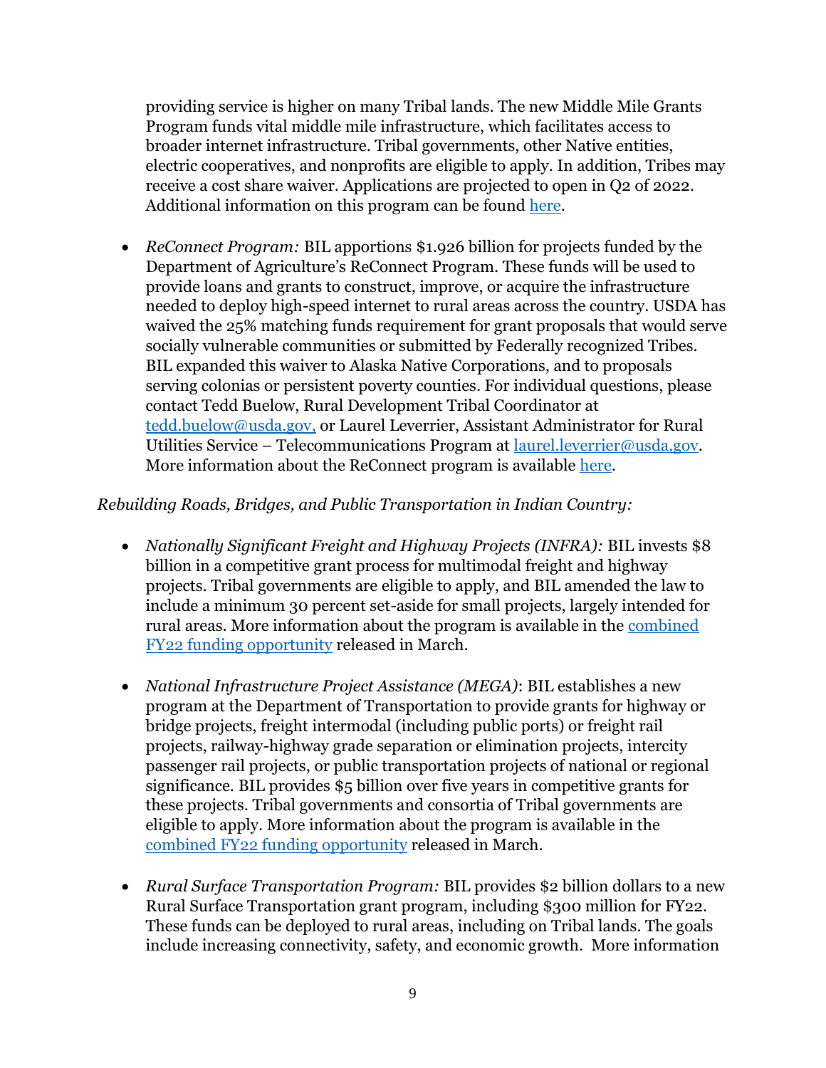providing service is higher on many Tribal lands. The new Middle Mile Grants Program funds vital middle mile infrastructure, which facilitates access to broader internet infrastructure. Tribal governments, other Native entities, electric cooperatives, and nonprofits are eligible to apply. In addition, Tribes may receive a cost share waiver. Applications are projected to open in Q2 of 2022. Additional information on this program can be found here.

- *ReConnect Program:* BIL apportions $1.926 billion for projects funded by the Department of Agriculture's ReConnect Program. These funds will be used to provide loans and grants to construct, improve, or acquire the infrastructure needed to deploy high-speed internet to rural areas across the country. USDA has waived the 25% matching funds requirement for grant proposals that would serve socially vulnerable communities or submitted by Federally recognized Tribes. BIL expanded this waiver to Alaska Native Corporations, and to proposals serving colonias or persistent poverty counties. For individual questions, please contact Tedd Buelow, Rural Development Tribal Coordinator at tedd.buelow@usda.gov, or Laurel Leverrier, Assistant Administrator for Rural Utilities Service – Telecommunications Program at laurel.leverrier@usda.gov. More information about the ReConnect program is available here.

*Rebuilding Roads, Bridges, and Public Transportation in Indian Country:*

- *Nationally Significant Freight and Highway Projects (INFRA):* BIL invests $8 billion in a competitive grant process for multimodal freight and highway projects. Tribal governments are eligible to apply, and BIL amended the law to include a minimum 30 percent set-aside for small projects, largely intended for rural areas. More information about the program is available in the combined FY22 funding opportunity released in March.

- *National Infrastructure Project Assistance (MEGA)*: BIL establishes a new program at the Department of Transportation to provide grants for highway or bridge projects, freight intermodal (including public ports) or freight rail projects, railway-highway grade separation or elimination projects, intercity passenger rail projects, or public transportation projects of national or regional significance. BIL provides $5 billion over five years in competitive grants for these projects. Tribal governments and consortia of Tribal governments are eligible to apply. More information about the program is available in the combined FY22 funding opportunity released in March.

- *Rural Surface Transportation Program:* BIL provides $2 billion dollars to a new Rural Surface Transportation grant program, including $300 million for FY22. These funds can be deployed to rural areas, including on Tribal lands. The goals include increasing connectivity, safety, and economic growth. More information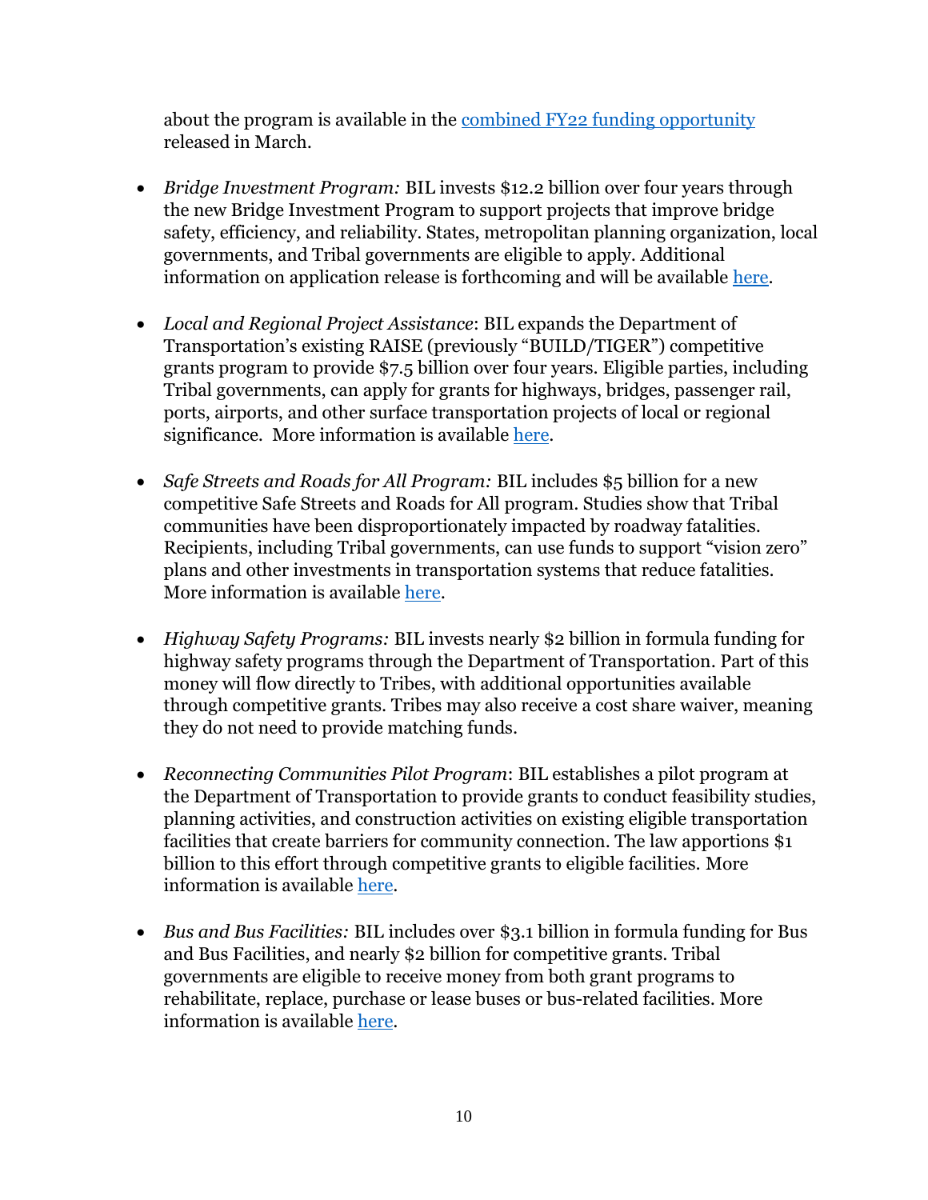about the program is available in the combined FY22 funding opportunity released in March.

- *Bridge Investment Program:* BIL invests $12.2 billion over four years through the new Bridge Investment Program to support projects that improve bridge safety, efficiency, and reliability. States, metropolitan planning organization, local governments, and Tribal governments are eligible to apply. Additional information on application release is forthcoming and will be available here.

- *Local and Regional Project Assistance*: BIL expands the Department of Transportation's existing RAISE (previously "BUILD/TIGER") competitive grants program to provide $7.5 billion over four years. Eligible parties, including Tribal governments, can apply for grants for highways, bridges, passenger rail, ports, airports, and other surface transportation projects of local or regional significance. More information is available here.

- *Safe Streets and Roads for All Program:* BIL includes $5 billion for a new competitive Safe Streets and Roads for All program. Studies show that Tribal communities have been disproportionately impacted by roadway fatalities. Recipients, including Tribal governments, can use funds to support "vision zero" plans and other investments in transportation systems that reduce fatalities. More information is available here.

- *Highway Safety Programs:* BIL invests nearly $2 billion in formula funding for highway safety programs through the Department of Transportation. Part of this money will flow directly to Tribes, with additional opportunities available through competitive grants. Tribes may also receive a cost share waiver, meaning they do not need to provide matching funds.

- *Reconnecting Communities Pilot Program*: BIL establishes a pilot program at the Department of Transportation to provide grants to conduct feasibility studies, planning activities, and construction activities on existing eligible transportation facilities that create barriers for community connection. The law apportions $1 billion to this effort through competitive grants to eligible facilities. More information is available here.

- *Bus and Bus Facilities:* BIL includes over $3.1 billion in formula funding for Bus and Bus Facilities, and nearly $2 billion for competitive grants. Tribal governments are eligible to receive money from both grant programs to rehabilitate, replace, purchase or lease buses or bus-related facilities. More information is available here.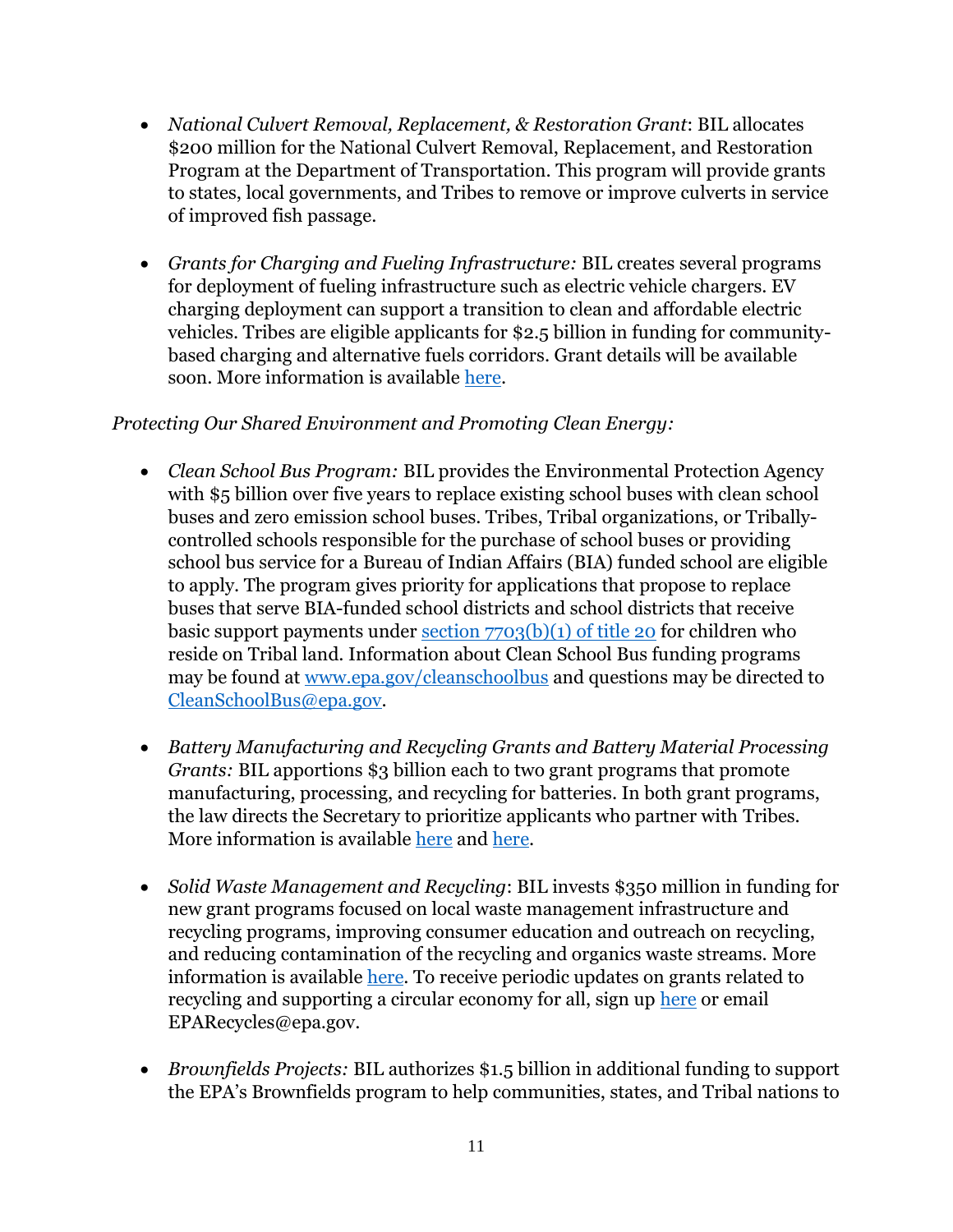- *National Culvert Removal, Replacement, & Restoration Grant*: BIL allocates $200 million for the National Culvert Removal, Replacement, and Restoration Program at the Department of Transportation. This program will provide grants to states, local governments, and Tribes to remove or improve culverts in service of improved fish passage.

- *Grants for Charging and Fueling Infrastructure:* BIL creates several programs for deployment of fueling infrastructure such as electric vehicle chargers. EV charging deployment can support a transition to clean and affordable electric vehicles. Tribes are eligible applicants for $2.5 billion in funding for community-based charging and alternative fuels corridors. Grant details will be available soon. More information is available here.

*Protecting Our Shared Environment and Promoting Clean Energy:*

- *Clean School Bus Program:* BIL provides the Environmental Protection Agency with $5 billion over five years to replace existing school buses with clean school buses and zero emission school buses. Tribes, Tribal organizations, or Tribally-controlled schools responsible for the purchase of school buses or providing school bus service for a Bureau of Indian Affairs (BIA) funded school are eligible to apply. The program gives priority for applications that propose to replace buses that serve BIA-funded school districts and school districts that receive basic support payments under section 7703(b)(1) of title 20 for children who reside on Tribal land. Information about Clean School Bus funding programs may be found at www.epa.gov/cleanschoolbus and questions may be directed to CleanSchoolBus@epa.gov.

- *Battery Manufacturing and Recycling Grants and Battery Material Processing Grants:* BIL apportions $3 billion each to two grant programs that promote manufacturing, processing, and recycling for batteries. In both grant programs, the law directs the Secretary to prioritize applicants who partner with Tribes. More information is available here and here.

- *Solid Waste Management and Recycling*: BIL invests $350 million in funding for new grant programs focused on local waste management infrastructure and recycling programs, improving consumer education and outreach on recycling, and reducing contamination of the recycling and organics waste streams. More information is available here. To receive periodic updates on grants related to recycling and supporting a circular economy for all, sign up here or email EPARecycles@epa.gov.

- *Brownfields Projects:* BIL authorizes $1.5 billion in additional funding to support the EPA's Brownfields program to help communities, states, and Tribal nations to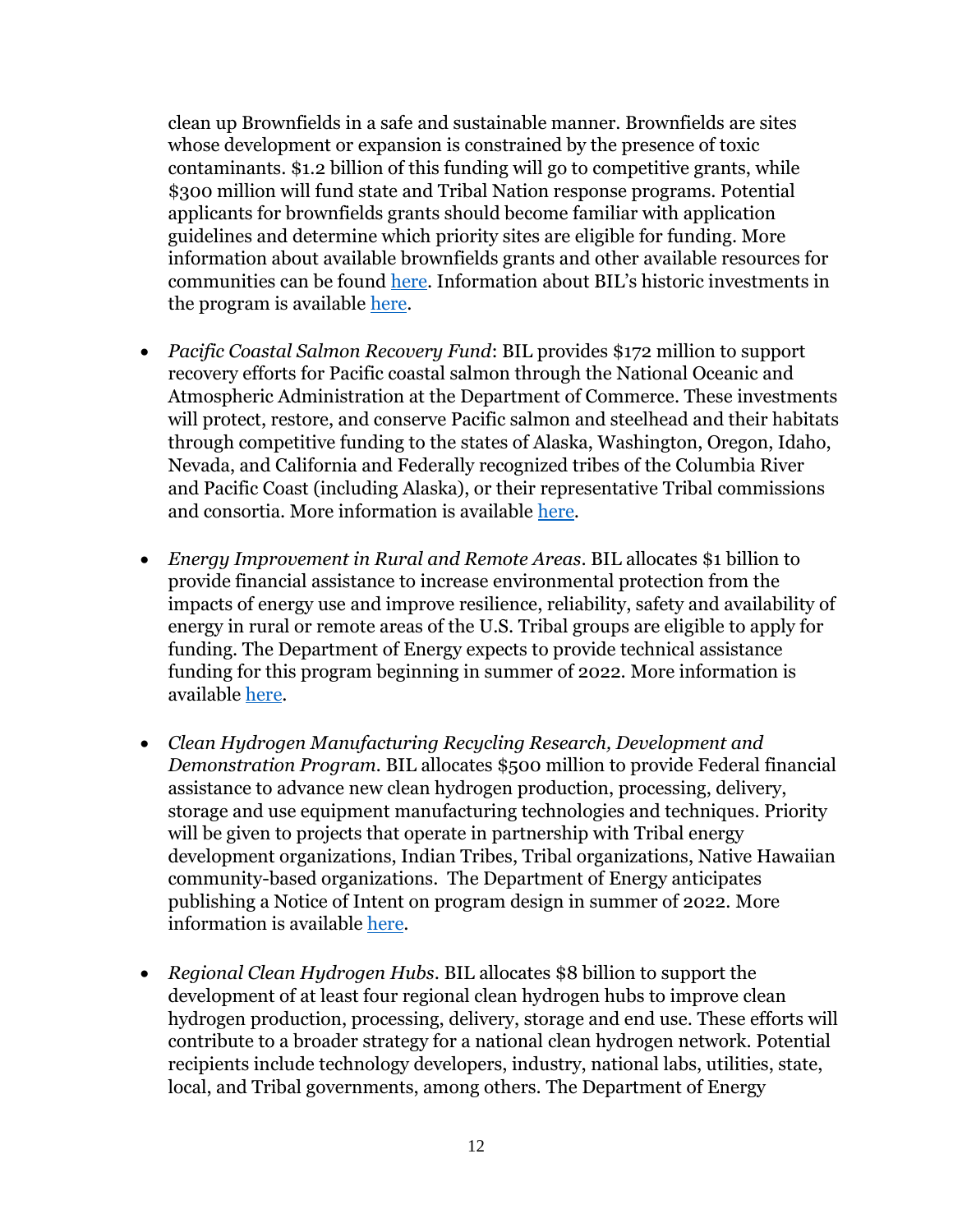clean up Brownfields in a safe and sustainable manner. Brownfields are sites whose development or expansion is constrained by the presence of toxic contaminants. $1.2 billion of this funding will go to competitive grants, while $300 million will fund state and Tribal Nation response programs. Potential applicants for brownfields grants should become familiar with application guidelines and determine which priority sites are eligible for funding. More information about available brownfields grants and other available resources for communities can be found here. Information about BIL's historic investments in the program is available here.

- *Pacific Coastal Salmon Recovery Fund*: BIL provides $172 million to support recovery efforts for Pacific coastal salmon through the National Oceanic and Atmospheric Administration at the Department of Commerce. These investments will protect, restore, and conserve Pacific salmon and steelhead and their habitats through competitive funding to the states of Alaska, Washington, Oregon, Idaho, Nevada, and California and Federally recognized tribes of the Columbia River and Pacific Coast (including Alaska), or their representative Tribal commissions and consortia. More information is available here.

- *Energy Improvement in Rural and Remote Areas*. BIL allocates $1 billion to provide financial assistance to increase environmental protection from the impacts of energy use and improve resilience, reliability, safety and availability of energy in rural or remote areas of the U.S. Tribal groups are eligible to apply for funding. The Department of Energy expects to provide technical assistance funding for this program beginning in summer of 2022. More information is available here.

- *Clean Hydrogen Manufacturing Recycling Research, Development and Demonstration Program*. BIL allocates $500 million to provide Federal financial assistance to advance new clean hydrogen production, processing, delivery, storage and use equipment manufacturing technologies and techniques. Priority will be given to projects that operate in partnership with Tribal energy development organizations, Indian Tribes, Tribal organizations, Native Hawaiian community-based organizations. The Department of Energy anticipates publishing a Notice of Intent on program design in summer of 2022. More information is available here.

- *Regional Clean Hydrogen Hubs*. BIL allocates $8 billion to support the development of at least four regional clean hydrogen hubs to improve clean hydrogen production, processing, delivery, storage and end use. These efforts will contribute to a broader strategy for a national clean hydrogen network. Potential recipients include technology developers, industry, national labs, utilities, state, local, and Tribal governments, among others. The Department of Energy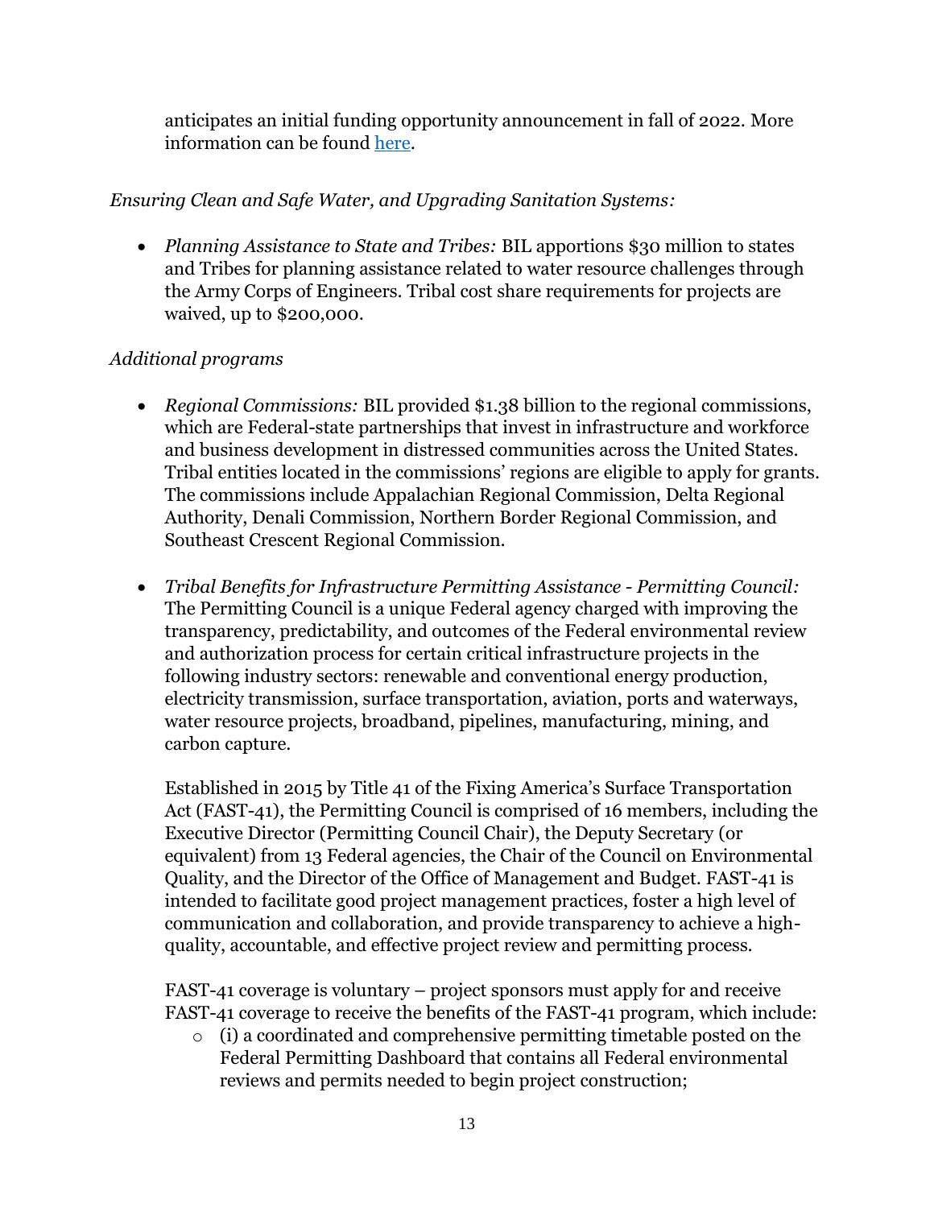anticipates an initial funding opportunity announcement in fall of 2022. More information can be found [here](#).

*Ensuring Clean and Safe Water, and Upgrading Sanitation Systems:*

- *Planning Assistance to State and Tribes:* BIL apportions $30 million to states and Tribes for planning assistance related to water resource challenges through the Army Corps of Engineers. Tribal cost share requirements for projects are waived, up to $200,000.

*Additional programs*

- *Regional Commissions:* BIL provided $1.38 billion to the regional commissions, which are Federal-state partnerships that invest in infrastructure and workforce and business development in distressed communities across the United States. Tribal entities located in the commissions' regions are eligible to apply for grants. The commissions include Appalachian Regional Commission, Delta Regional Authority, Denali Commission, Northern Border Regional Commission, and Southeast Crescent Regional Commission.

- *Tribal Benefits for Infrastructure Permitting Assistance - Permitting Council:* The Permitting Council is a unique Federal agency charged with improving the transparency, predictability, and outcomes of the Federal environmental review and authorization process for certain critical infrastructure projects in the following industry sectors: renewable and conventional energy production, electricity transmission, surface transportation, aviation, ports and waterways, water resource projects, broadband, pipelines, manufacturing, mining, and carbon capture.

  Established in 2015 by Title 41 of the Fixing America's Surface Transportation Act (FAST-41), the Permitting Council is comprised of 16 members, including the Executive Director (Permitting Council Chair), the Deputy Secretary (or equivalent) from 13 Federal agencies, the Chair of the Council on Environmental Quality, and the Director of the Office of Management and Budget. FAST-41 is intended to facilitate good project management practices, foster a high level of communication and collaboration, and provide transparency to achieve a high-quality, accountable, and effective project review and permitting process.

  FAST-41 coverage is voluntary – project sponsors must apply for and receive FAST-41 coverage to receive the benefits of the FAST-41 program, which include:
    - (i) a coordinated and comprehensive permitting timetable posted on the Federal Permitting Dashboard that contains all Federal environmental reviews and permits needed to begin project construction;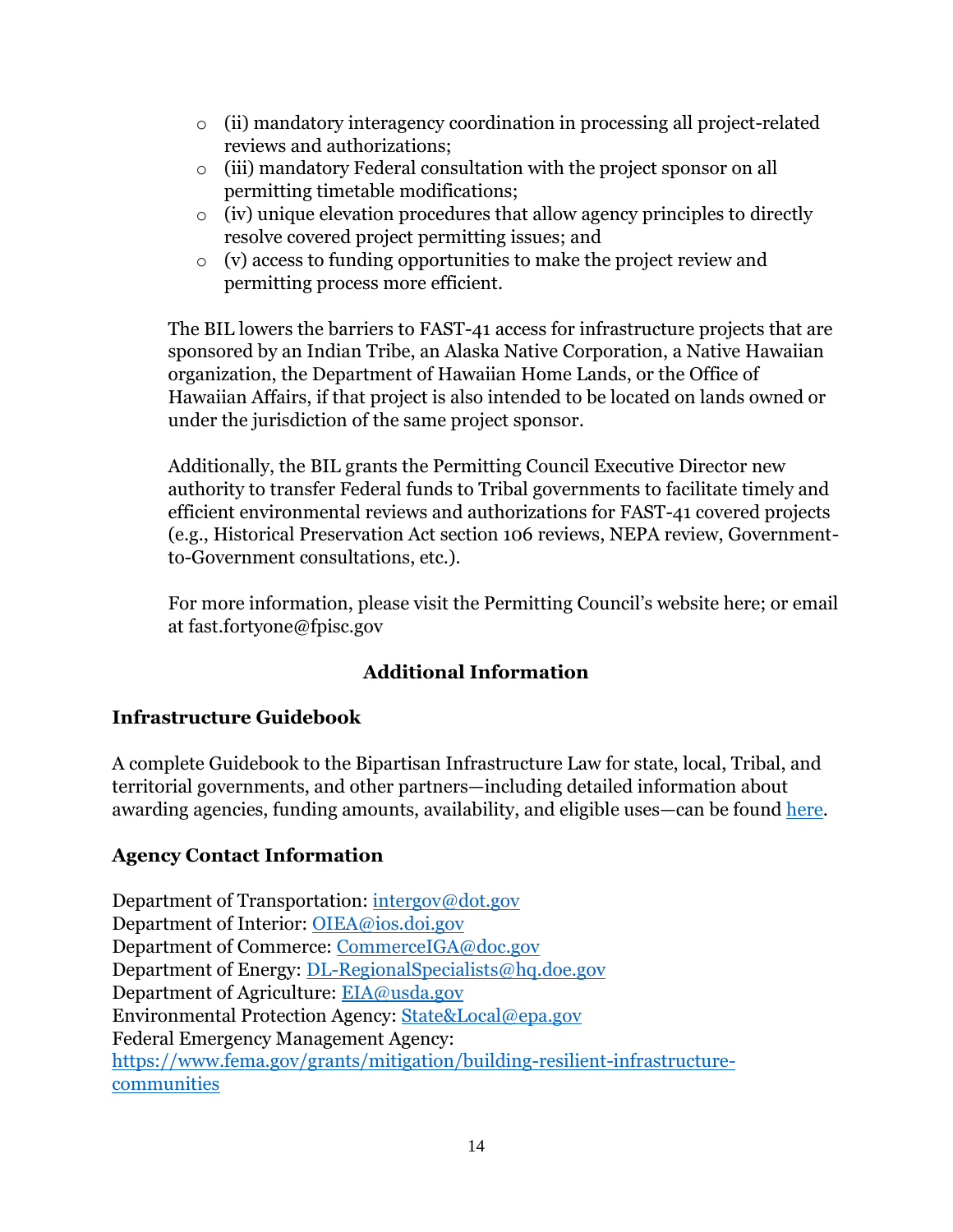- (ii) mandatory interagency coordination in processing all project-related reviews and authorizations;
- (iii) mandatory Federal consultation with the project sponsor on all permitting timetable modifications;
- (iv) unique elevation procedures that allow agency principles to directly resolve covered project permitting issues; and
- (v) access to funding opportunities to make the project review and permitting process more efficient.

The BIL lowers the barriers to FAST-41 access for infrastructure projects that are sponsored by an Indian Tribe, an Alaska Native Corporation, a Native Hawaiian organization, the Department of Hawaiian Home Lands, or the Office of Hawaiian Affairs, if that project is also intended to be located on lands owned or under the jurisdiction of the same project sponsor.

Additionally, the BIL grants the Permitting Council Executive Director new authority to transfer Federal funds to Tribal governments to facilitate timely and efficient environmental reviews and authorizations for FAST-41 covered projects (e.g., Historical Preservation Act section 106 reviews, NEPA review, Government-to-Government consultations, etc.).

For more information, please visit the Permitting Council's website here; or email at fast.fortyone@fpisc.gov

## Additional Information

### Infrastructure Guidebook

A complete Guidebook to the Bipartisan Infrastructure Law for state, local, Tribal, and territorial governments, and other partners—including detailed information about awarding agencies, funding amounts, availability, and eligible uses—can be found here.

### Agency Contact Information

Department of Transportation: intergov@dot.gov
Department of Interior: OIEA@ios.doi.gov
Department of Commerce: CommerceIGA@doc.gov
Department of Energy: DL-RegionalSpecialists@hq.doe.gov
Department of Agriculture: EIA@usda.gov
Environmental Protection Agency: State&Local@epa.gov
Federal Emergency Management Agency:
https://www.fema.gov/grants/mitigation/building-resilient-infrastructure-communities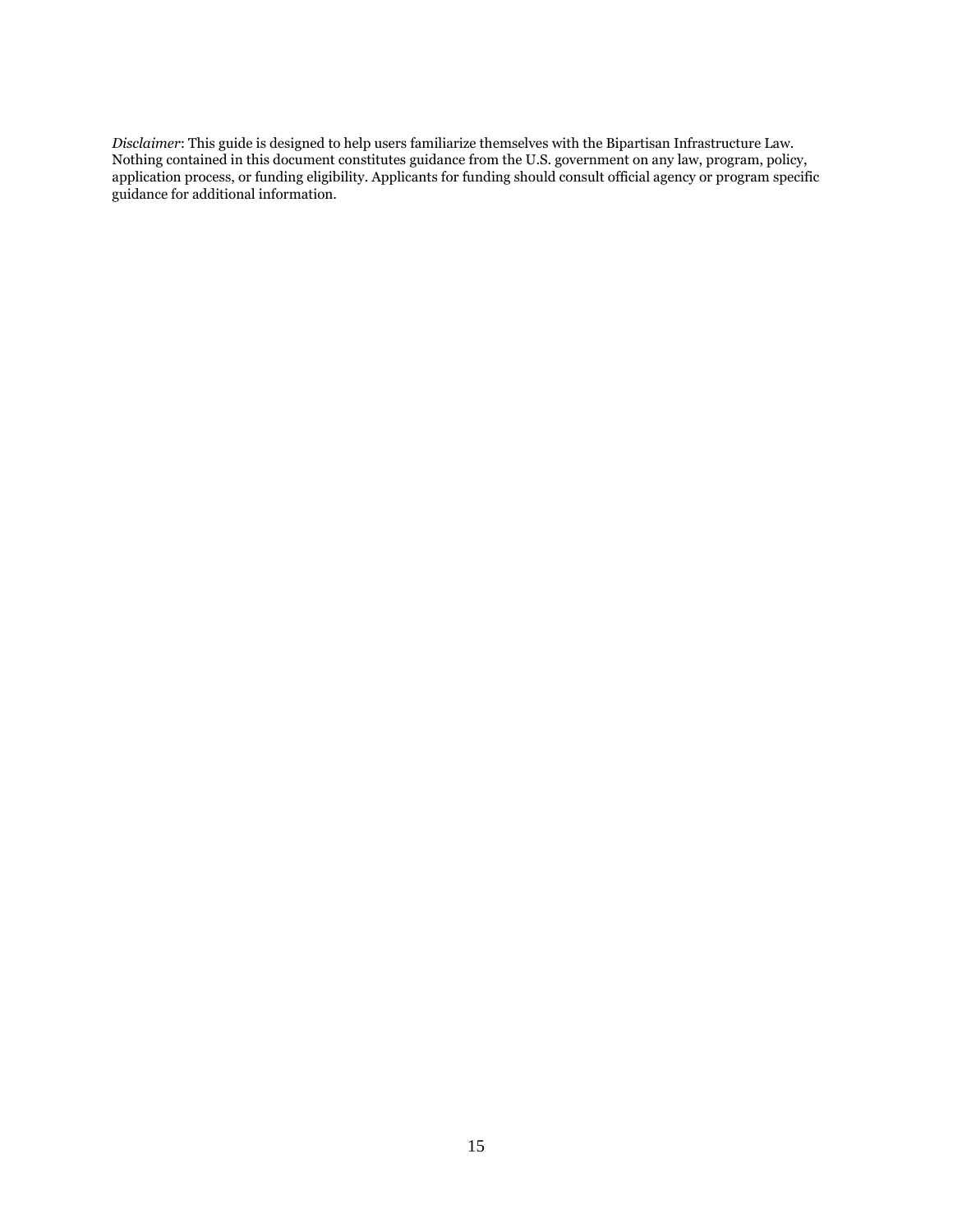*Disclaimer*: This guide is designed to help users familiarize themselves with the Bipartisan Infrastructure Law. Nothing contained in this document constitutes guidance from the U.S. government on any law, program, policy, application process, or funding eligibility. Applicants for funding should consult official agency or program specific guidance for additional information.